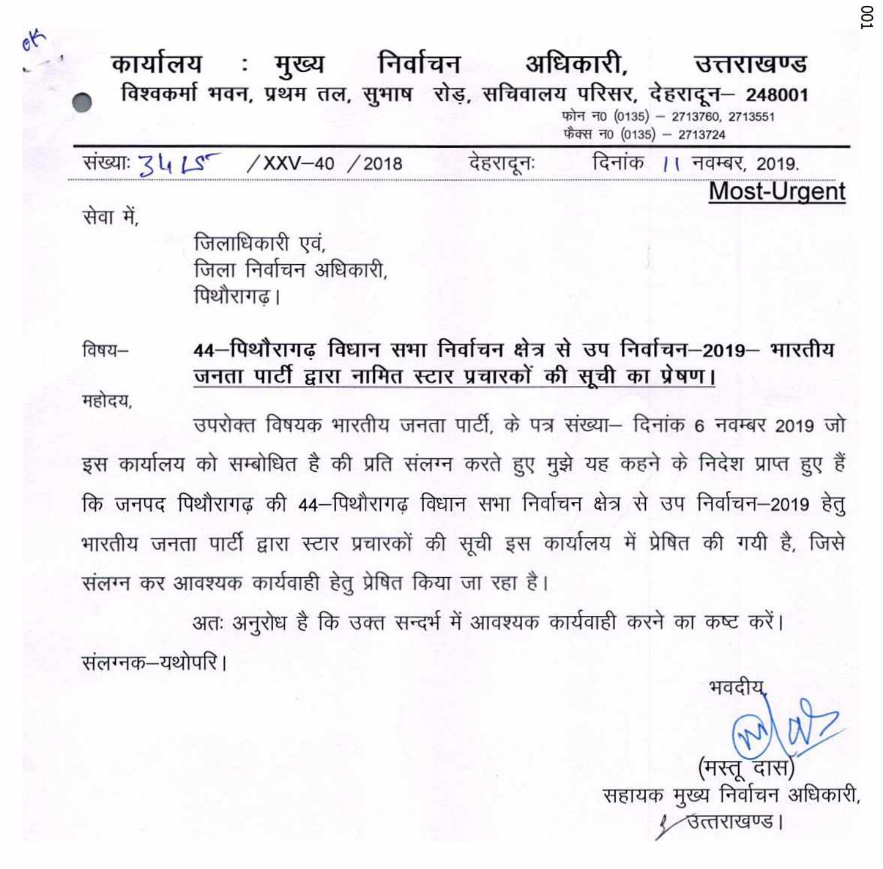# कार्यालय : मुख्य निर्वाचन अधिकारी, उत्तराखण्ड

विश्वकर्मा भवन, प्रथम तल, सुभाष रोड़, सचिवालय परिसर, देहरादून– 248001

फोन न0 (0135) – 2713760, 2713551
फैक्स न0 (0135) – 2713724

---

संख्याः 3415 /XXV–40 /2018 देहरादूनः दिनांक 11 नवम्बर, 2019.

**Most-Urgent**

सेवा में,

जिलाधिकारी एवं,
जिला निर्वाचन अधिकारी,
पिथौरागढ़।

विषय– **44–पिथौरागढ़ विधान सभा निर्वाचन क्षेत्र से उप निर्वाचन–2019– भारतीय जनता पार्टी द्वारा नामित स्टार प्रचारकों की सूची का प्रेषण।**

महोदय,

उपरोक्त विषयक भारतीय जनता पार्टी, के पत्र संख्या– दिनांक 6 नवम्बर 2019 जो इस कार्यालय को सम्बोधित है की प्रति संलग्न करते हुए मुझे यह कहने के निदेश प्राप्त हुए हैं कि जनपद पिथौरागढ़ की 44–पिथौरागढ़ विधान सभा निर्वाचन क्षेत्र से उप निर्वाचन–2019 हेतु भारतीय जनता पार्टी द्वारा स्टार प्रचारकों की सूची इस कार्यालय में प्रेषित की गयी है, जिसे संलग्न कर आवश्यक कार्यवाही हेतु प्रेषित किया जा रहा है।

अतः अनुरोध है कि उक्त सन्दर्भ में आवश्यक कार्यवाही करने का कष्ट करें।

संलग्नक–यथोपरि।

भवदीय,

(मस्तू दास)
सहायक मुख्य निर्वाचन अधिकारी,
उत्तराखण्ड।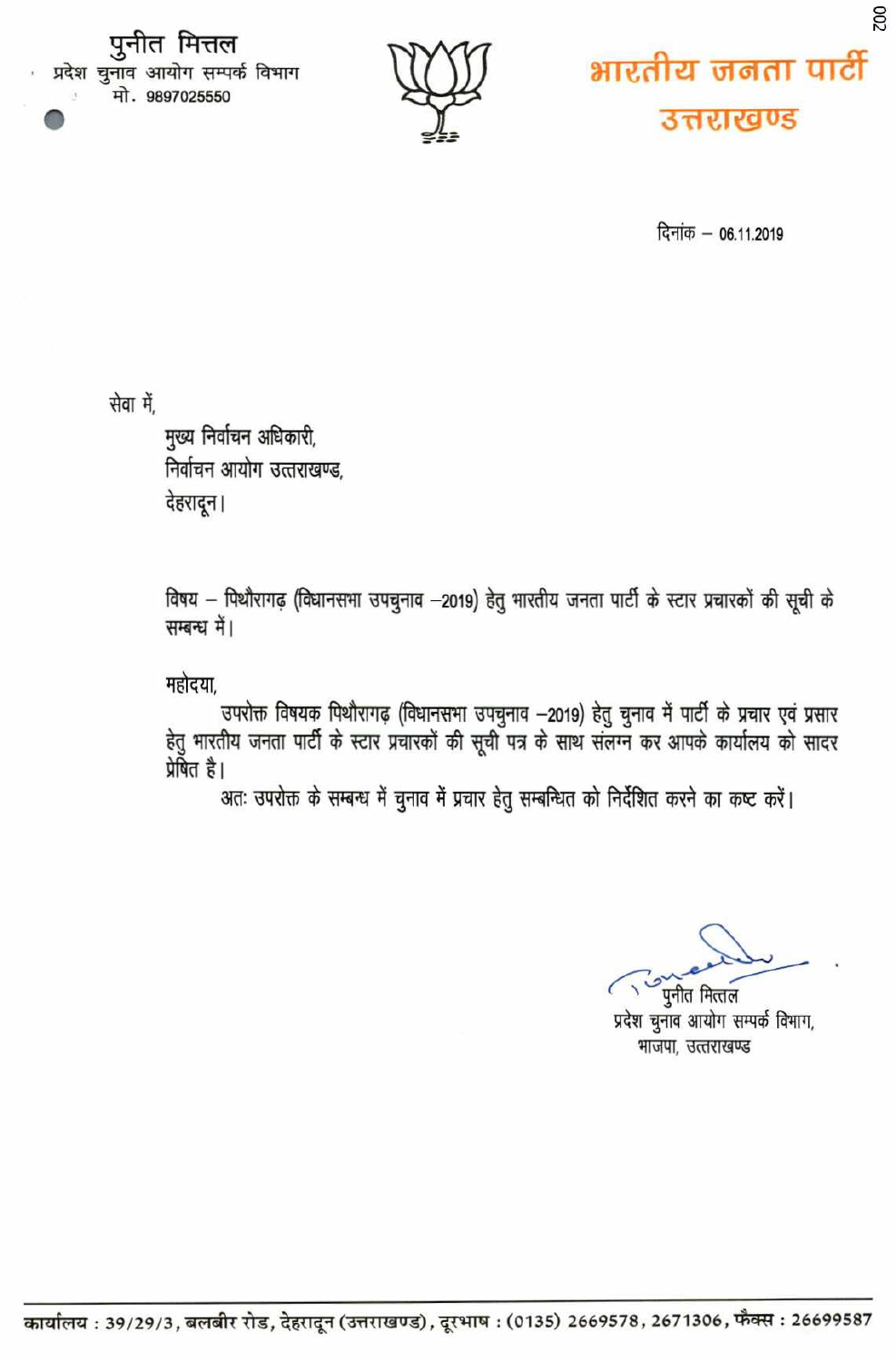पुनीत मित्तल
प्रदेश चुनाव आयोग सम्पर्क विभाग
मो. 9897025550

**भारतीय जनता पार्टी**
**उत्तराखण्ड**

दिनांक – 06.11.2019

सेवा में,

मुख्य निर्वाचन अधिकारी,
निर्वाचन आयोग उत्तराखण्ड,
देहरादून।

विषय – पिथौरागढ़ (विधानसभा उपचुनाव –2019) हेतु भारतीय जनता पार्टी के स्टार प्रचारकों की सूची के सम्बन्ध में।

महोदया,

उपरोक्त विषयक पिथौरागढ़ (विधानसभा उपचुनाव –2019) हेतु चुनाव में पार्टी के प्रचार एवं प्रसार हेतु भारतीय जनता पार्टी के स्टार प्रचारकों की सूची पत्र के साथ संलग्न कर आपके कार्यालय को सादर प्रेषित है।

अतः उपरोक्त के सम्बन्ध में चुनाव में प्रचार हेतु सम्बन्धित को निर्देशित करने का कष्ट करें।

पुनीत मित्तल
प्रदेश चुनाव आयोग सम्पर्क विभाग,
भाजपा, उत्तराखण्ड

कार्यालय : 39/29/3, बलबीर रोड, देहरादून (उत्तराखण्ड), दूरभाष : (0135) 2669578, 2671306, फैक्स : 26699587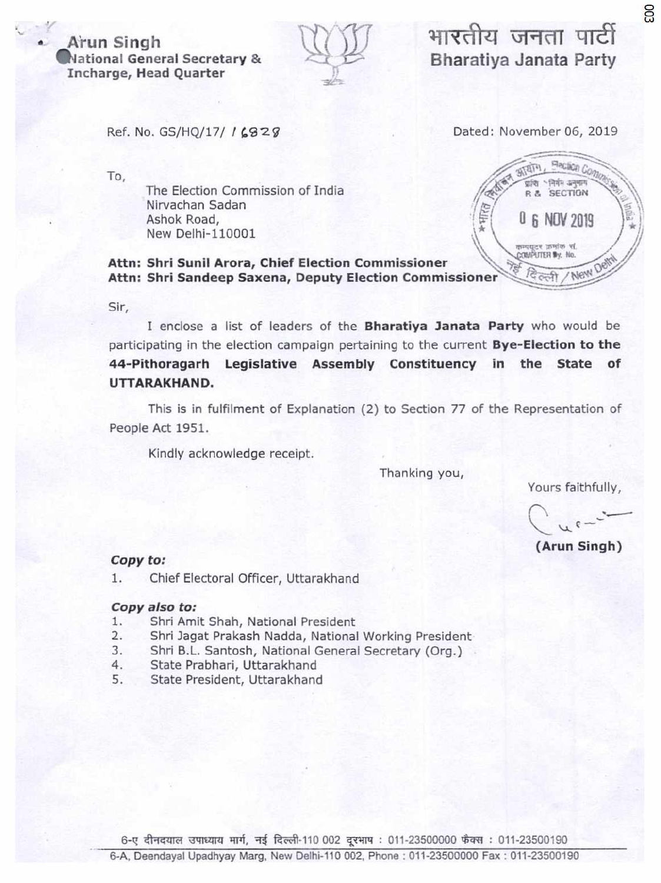**Arun Singh**
**National General Secretary &**
**Incharge, Head Quarter**

# भारतीय जनता पार्टी
## Bharatiya Janata Party

Ref. No. GS/HQ/17/ 16828

Dated: November 06, 2019

To,

The Election Commission of India
Nirvachan Sadan
Ashok Road,
New Delhi-110001

**Attn: Shri Sunil Arora, Chief Election Commissioner**
**Attn: Shri Sandeep Saxena, Deputy Election Commissioner**

Sir,

I enclose a list of leaders of the **Bharatiya Janata Party** who would be participating in the election campaign pertaining to the current **Bye-Election to the 44-Pithoragarh Legislative Assembly Constituency in the State of UTTARAKHAND.**

This is in fulfilment of Explanation (2) to Section 77 of the Representation of People Act 1951.

Kindly acknowledge receipt.

Thanking you,

Yours faithfully,

**(Arun Singh)**

***Copy to:***

1. Chief Electoral Officer, Uttarakhand

***Copy also to:***

1. Shri Amit Shah, National President
2. Shri Jagat Prakash Nadda, National Working President
3. Shri B.L. Santosh, National General Secretary (Org.)
4. State Prabhari, Uttarakhand
5. State President, Uttarakhand

6-ए दीनदयाल उपाध्याय मार्ग, नई दिल्ली-110 002 दूरभाष : 011-23500000 फैक्स : 011-23500190
6-A, Deendayal Upadhyay Marg, New Delhi-110 002, Phone : 011-23500000 Fax : 011-23500190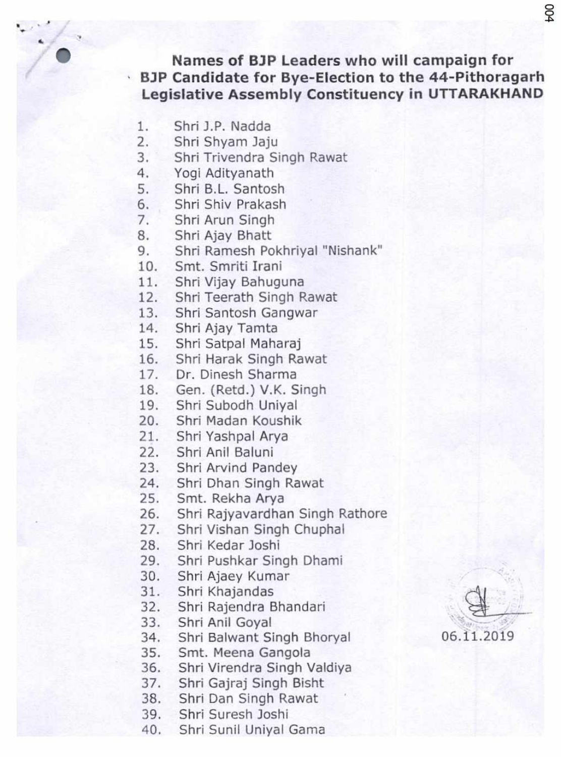**Names of BJP Leaders who will campaign for BJP Candidate for Bye-Election to the 44-Pithoragarh Legislative Assembly Constituency in UTTARAKHAND**

1. Shri J.P. Nadda
2. Shri Shyam Jaju
3. Shri Trivendra Singh Rawat
4. Yogi Adityanath
5. Shri B.L. Santosh
6. Shri Shiv Prakash
7. Shri Arun Singh
8. Shri Ajay Bhatt
9. Shri Ramesh Pokhriyal "Nishank"
10. Smt. Smriti Irani
11. Shri Vijay Bahuguna
12. Shri Teerath Singh Rawat
13. Shri Santosh Gangwar
14. Shri Ajay Tamta
15. Shri Satpal Maharaj
16. Shri Harak Singh Rawat
17. Dr. Dinesh Sharma
18. Gen. (Retd.) V.K. Singh
19. Shri Subodh Uniyal
20. Shri Madan Koushik
21. Shri Yashpal Arya
22. Shri Anil Baluni
23. Shri Arvind Pandey
24. Shri Dhan Singh Rawat
25. Smt. Rekha Arya
26. Shri Rajyavardhan Singh Rathore
27. Shri Vishan Singh Chuphal
28. Shri Kedar Joshi
29. Shri Pushkar Singh Dhami
30. Shri Ajaey Kumar
31. Shri Khajandas
32. Shri Rajendra Bhandari
33. Shri Anil Goyal
34. Shri Balwant Singh Bhoryal
35. Smt. Meena Gangola
36. Shri Virendra Singh Valdiya
37. Shri Gajraj Singh Bisht
38. Shri Dan Singh Rawat
39. Shri Suresh Joshi
40. Shri Sunil Uniyal Gama

06.11.2019